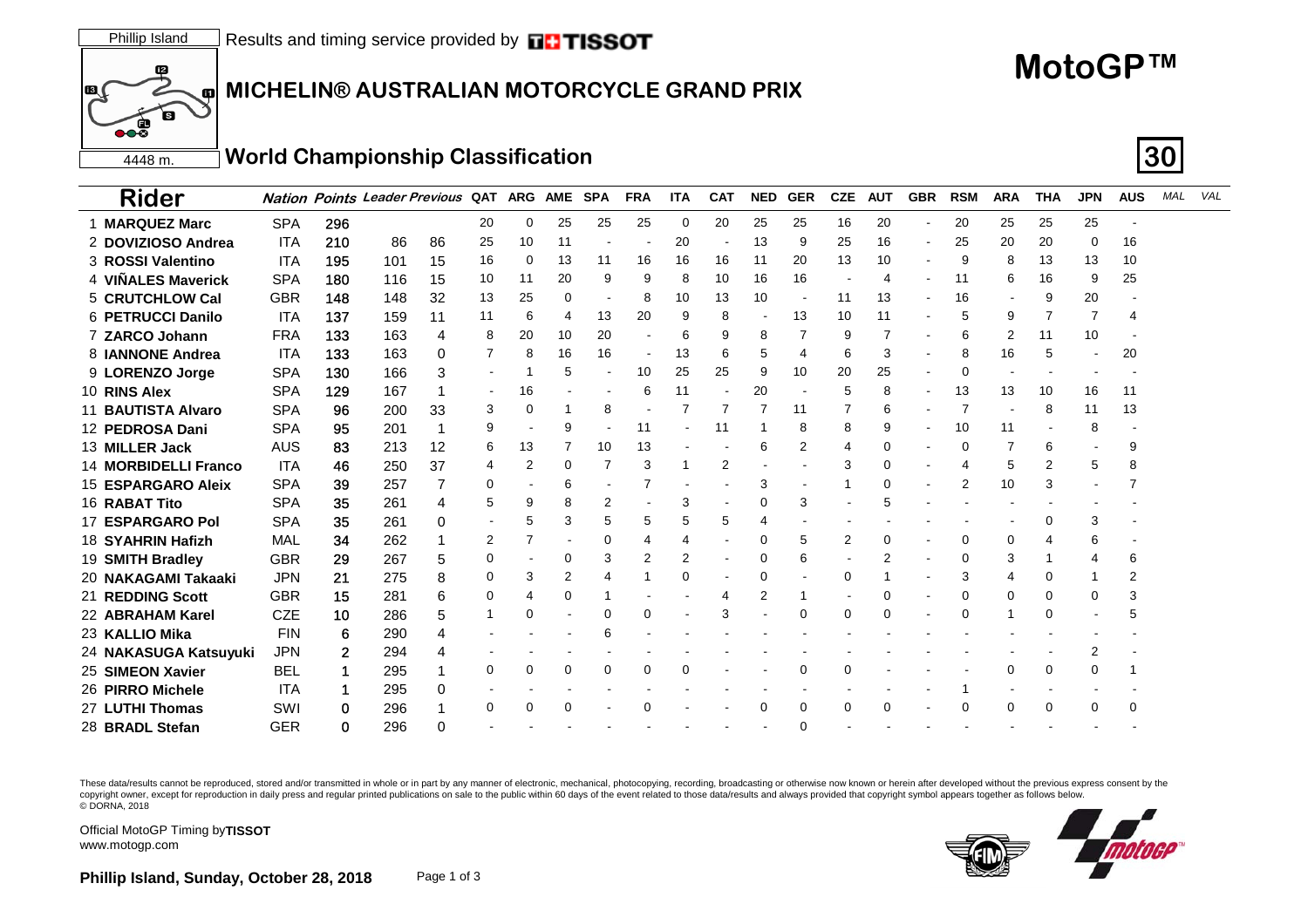Phillip Island

Results and timing service provided by TISSOT

4448 m.

# MotoGP™

## MICHELIN® AUSTRALIAN MOTORCYCLE GRAND PRIX

## World Championship Classification

**30**

| Rider | Nation | Points | Leader | Previous | QAT | ARG | AME | SPA | FRA | ITA | CAT | NED | GER | CZE | AUT | GBR | RSM | ARA | THA | JPN | AUS | MAL | VAL |
|---|---|---|---|---|---|---|---|---|---|---|---|---|---|---|---|---|---|---|---|---|---|---|---|
| 1 **MARQUEZ Marc** | SPA | 296 | | | 20 | 0 | 25 | 25 | 25 | 0 | 20 | 25 | 25 | 16 | 20 | - | 20 | 25 | 25 | 25 | - | | |
| 2 **DOVIZIOSO Andrea** | ITA | 210 | 86 | 86 | 25 | 10 | 11 | - | - | 20 | - | 13 | 9 | 25 | 16 | - | 25 | 20 | 20 | 0 | 16 | | |
| 3 **ROSSI Valentino** | ITA | 195 | 101 | 15 | 16 | 0 | 13 | 11 | 16 | 16 | 16 | 11 | 20 | 13 | 10 | - | 9 | 8 | 13 | 13 | 10 | | |
| 4 **VIÑALES Maverick** | SPA | 180 | 116 | 15 | 10 | 11 | 20 | 9 | 9 | 8 | 10 | 16 | 16 | - | 4 | - | 11 | 6 | 16 | 9 | 25 | | |
| 5 **CRUTCHLOW Cal** | GBR | 148 | 148 | 32 | 13 | 25 | 0 | - | 8 | 10 | 13 | 10 | - | 11 | 13 | - | 16 | - | 9 | 20 | - | | |
| 6 **PETRUCCI Danilo** | ITA | 137 | 159 | 11 | 11 | 6 | 4 | 13 | 20 | 9 | 8 | - | 13 | 10 | 11 | - | 5 | 9 | 7 | 7 | 4 | | |
| 7 **ZARCO Johann** | FRA | 133 | 163 | 4 | 8 | 20 | 10 | 20 | - | 6 | 9 | 8 | 7 | 9 | 7 | - | 6 | 2 | 11 | 10 | - | | |
| 8 **IANNONE Andrea** | ITA | 133 | 163 | 0 | 7 | 8 | 16 | 16 | - | 13 | 6 | 5 | 4 | 6 | 3 | - | 8 | 16 | 5 | - | 20 | | |
| 9 **LORENZO Jorge** | SPA | 130 | 166 | 3 | - | 1 | 5 | - | 10 | 25 | 25 | 9 | 10 | 20 | 25 | - | 0 | - | - | - | - | | |
| 10 **RINS Alex** | SPA | 129 | 167 | 1 | - | 16 | - | - | 6 | 11 | - | 20 | - | 5 | 8 | - | 13 | 13 | 10 | 16 | 11 | | |
| 11 **BAUTISTA Alvaro** | SPA | 96 | 200 | 33 | 3 | 0 | 1 | 8 | - | 7 | 7 | 7 | 11 | 7 | 6 | - | 7 | - | 8 | 11 | 13 | | |
| 12 **PEDROSA Dani** | SPA | 95 | 201 | 1 | 9 | - | 9 | - | 11 | - | 11 | 1 | 8 | 8 | 9 | - | 10 | 11 | - | 8 | - | | |
| 13 **MILLER Jack** | AUS | 83 | 213 | 12 | 6 | 13 | 7 | 10 | 13 | - | - | 6 | 2 | 4 | 0 | - | 0 | 7 | 6 | - | 9 | | |
| 14 **MORBIDELLI Franco** | ITA | 46 | 250 | 37 | 4 | 2 | 0 | 7 | 3 | 1 | 2 | - | - | 3 | 0 | - | 4 | 5 | 2 | 5 | 8 | | |
| 15 **ESPARGARO Aleix** | SPA | 39 | 257 | 7 | 0 | - | 6 | - | 7 | - | - | 3 | - | 1 | 0 | - | 2 | 10 | 3 | - | 7 | | |
| 16 **RABAT Tito** | SPA | 35 | 261 | 4 | 5 | 9 | 8 | 2 | - | 3 | - | 0 | 3 | - | 5 | - | - | - | - | - | - | | |
| 17 **ESPARGARO Pol** | SPA | 35 | 261 | 0 | - | 5 | 3 | 5 | 5 | 5 | 5 | 4 | - | - | - | - | - | - | 0 | 3 | - | | |
| 18 **SYAHRIN Hafizh** | MAL | 34 | 262 | 1 | 2 | 7 | - | 0 | 4 | 4 | - | 0 | 5 | 2 | 0 | - | 0 | 0 | 4 | 6 | - | | |
| 19 **SMITH Bradley** | GBR | 29 | 267 | 5 | 0 | - | 0 | 3 | 2 | 2 | - | 0 | 6 | - | 2 | - | 0 | 3 | 1 | 4 | 6 | | |
| 20 **NAKAGAMI Takaaki** | JPN | 21 | 275 | 8 | 0 | 3 | 2 | 4 | 1 | 0 | - | 0 | - | 0 | 1 | - | 3 | 4 | 0 | 1 | 2 | | |
| 21 **REDDING Scott** | GBR | 15 | 281 | 6 | 0 | 4 | 0 | 1 | - | - | 4 | 2 | 1 | - | 0 | - | 0 | 0 | 0 | 0 | 3 | | |
| 22 **ABRAHAM Karel** | CZE | 10 | 286 | 5 | 1 | 0 | - | 0 | 0 | - | 3 | - | 0 | 0 | 0 | - | 0 | 1 | 0 | - | 5 | | |
| 23 **KALLIO Mika** | FIN | 6 | 290 | 4 | - | - | - | 6 | - | - | - | - | - | - | - | - | - | - | - | - | - | | |
| 24 **NAKASUGA Katsuyuki** | JPN | 2 | 294 | 4 | - | - | - | - | - | - | - | - | - | - | - | - | - | - | - | 2 | - | | |
| 25 **SIMEON Xavier** | BEL | 1 | 295 | 1 | 0 | 0 | 0 | 0 | 0 | 0 | - | - | 0 | 0 | - | - | - | 0 | 0 | 0 | 1 | | |
| 26 **PIRRO Michele** | ITA | 1 | 295 | 0 | - | - | - | - | - | - | - | - | - | - | - | - | 1 | - | - | - | - | | |
| 27 **LUTHI Thomas** | SWI | 0 | 296 | 1 | 0 | 0 | 0 | - | 0 | - | - | 0 | 0 | 0 | 0 | - | 0 | 0 | 0 | 0 | 0 | | |
| 28 **BRADL Stefan** | GER | 0 | 296 | 0 | - | - | - | - | - | - | - | - | 0 | - | - | - | - | - | - | - | - | | |

These data/results cannot be reproduced, stored and/or transmitted in whole or in part by any manner of electronic, mechanical, photocopying, recording, broadcasting or otherwise now known or herein after developed without the previous express consent by the copyright owner, except for reproduction in daily press and regular printed publications on sale to the public within 60 days of the event related to those data/results and always provided that copyright symbol appears together as follows below.
© DORNA, 2018

Official MotoGP Timing by **TISSOT**
www.motogp.com

**Phillip Island, Sunday, October 28, 2018**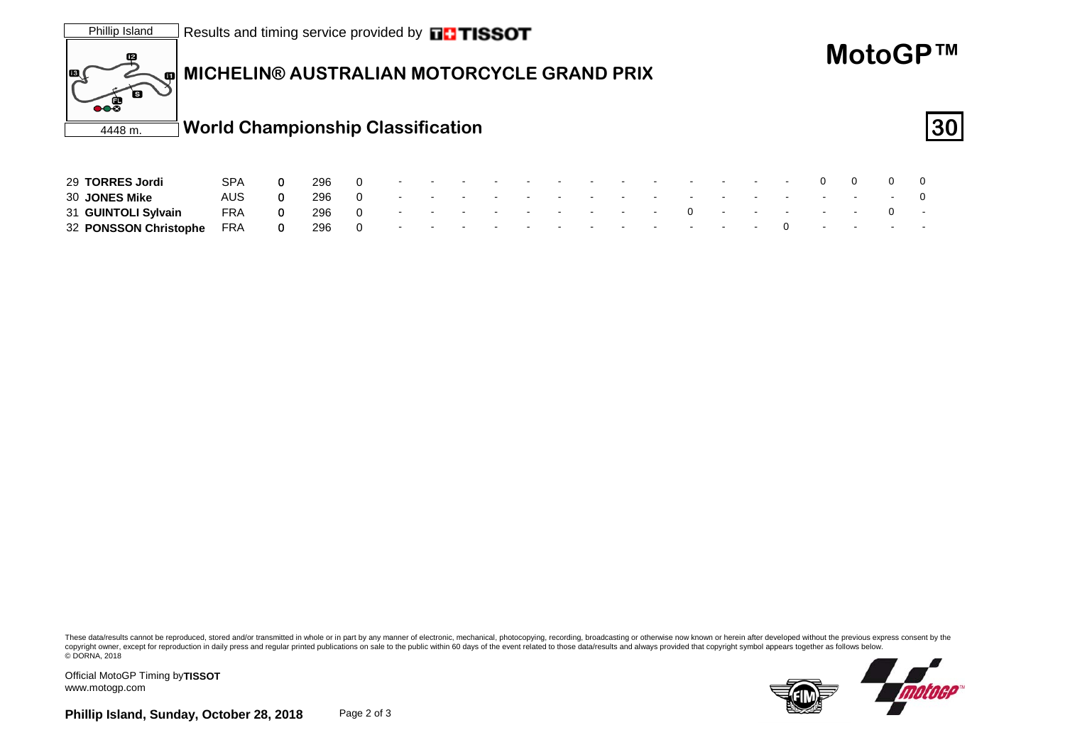Phillip Island

4448 m.

Results and timing service provided by TISSOT

# MICHELIN® AUSTRALIAN MOTORCYCLE GRAND PRIX

## MotoGP™

## World Championship Classification

**30**

| | | | | | | | | | | | | | | | | | | | | | | | |
|---|---|---|---|---|---|---|---|---|---|---|---|---|---|---|---|---|---|---|---|---|---|---|---|
| 29 | **TORRES Jordi** | SPA | 0 | 296 | 0 | - | - | - | - | - | - | - | - | - | - | - | - | - | 0 | 0 | 0 | 0 |
| 30 | **JONES Mike** | AUS | 0 | 296 | 0 | - | - | - | - | - | - | - | - | - | - | - | - | - | - | - | - | 0 |
| 31 | **GUINTOLI Sylvain** | FRA | 0 | 296 | 0 | - | - | - | - | - | - | - | - | - | 0 | - | - | - | - | - | 0 | - |
| 32 | **PONSSON Christophe** | FRA | 0 | 296 | 0 | - | - | - | - | - | - | - | - | - | - | - | - | 0 | - | - | - | - |

These data/results cannot be reproduced, stored and/or transmitted in whole or in part by any manner of electronic, mechanical, photocopying, recording, broadcasting or otherwise now known or herein after developed without the previous express consent by the copyright owner, except for reproduction in daily press and regular printed publications on sale to the public within 60 days of the event related to those data/results and always provided that copyright symbol appears together as follows below.
© DORNA, 2018

Official MotoGP Timing by **TISSOT**
www.motogp.com

**Phillip Island, Sunday, October 28, 2018**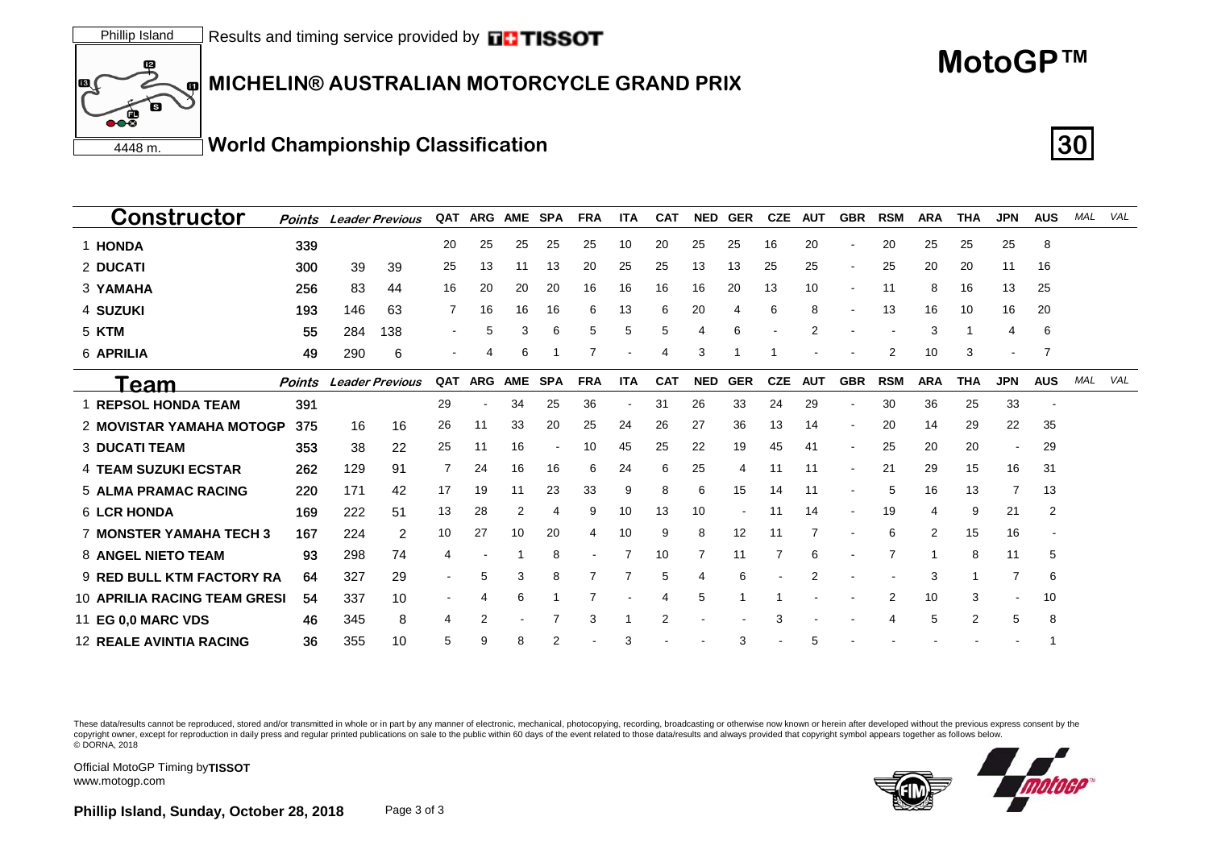# MICHELIN® AUSTRALIAN MOTORCYCLE GRAND PRIX

Phillip Island

4448 m.

Results and timing service provided by TISSOT

# MotoGP™

## World Championship Classification

**30**

| Constructor | Points | Leader | Previous | QAT | ARG | AME | SPA | FRA | ITA | CAT | NED | GER | CZE | AUT | GBR | RSM | ARA | THA | JPN | AUS | MAL | VAL |
|---|---|---|---|---|---|---|---|---|---|---|---|---|---|---|---|---|---|---|---|---|---|---|
| 1 HONDA | 339 | | | 20 | 25 | 25 | 25 | 25 | 10 | 20 | 25 | 25 | 16 | 20 | - | 20 | 25 | 25 | 25 | 8 | | |
| 2 DUCATI | 300 | 39 | 39 | 25 | 13 | 11 | 13 | 20 | 25 | 25 | 13 | 13 | 25 | 25 | - | 25 | 20 | 20 | 11 | 16 | | |
| 3 YAMAHA | 256 | 83 | 44 | 16 | 20 | 20 | 20 | 16 | 16 | 16 | 16 | 20 | 13 | 10 | - | 11 | 8 | 16 | 13 | 25 | | |
| 4 SUZUKI | 193 | 146 | 63 | 7 | 16 | 16 | 16 | 6 | 13 | 6 | 20 | 4 | 6 | 8 | - | 13 | 16 | 10 | 16 | 20 | | |
| 5 KTM | 55 | 284 | 138 | - | 5 | 3 | 6 | 5 | 5 | 5 | 4 | 6 | - | 2 | - | - | 3 | 1 | 4 | 6 | | |
| 6 APRILIA | 49 | 290 | 6 | - | 4 | 6 | 1 | 7 | - | 4 | 3 | 1 | 1 | - | - | 2 | 10 | 3 | - | 7 | | |

| Team | Points | Leader | Previous | QAT | ARG | AME | SPA | FRA | ITA | CAT | NED | GER | CZE | AUT | GBR | RSM | ARA | THA | JPN | AUS | MAL | VAL |
|---|---|---|---|---|---|---|---|---|---|---|---|---|---|---|---|---|---|---|---|---|---|---|
| 1 REPSOL HONDA TEAM | 391 | | | 29 | - | 34 | 25 | 36 | - | 31 | 26 | 33 | 24 | 29 | - | 30 | 36 | 25 | 33 | - | | |
| 2 MOVISTAR YAMAHA MOTOGP | 375 | 16 | 16 | 26 | 11 | 33 | 20 | 25 | 24 | 26 | 27 | 36 | 13 | 14 | - | 20 | 14 | 29 | 22 | 35 | | |
| 3 DUCATI TEAM | 353 | 38 | 22 | 25 | 11 | 16 | - | 10 | 45 | 25 | 22 | 19 | 45 | 41 | - | 25 | 20 | 20 | - | 29 | | |
| 4 TEAM SUZUKI ECSTAR | 262 | 129 | 91 | 7 | 24 | 16 | 16 | 6 | 24 | 6 | 25 | 4 | 11 | 11 | - | 21 | 29 | 15 | 16 | 31 | | |
| 5 ALMA PRAMAC RACING | 220 | 171 | 42 | 17 | 19 | 11 | 23 | 33 | 9 | 8 | 6 | 15 | 14 | 11 | - | 5 | 16 | 13 | 7 | 13 | | |
| 6 LCR HONDA | 169 | 222 | 51 | 13 | 28 | 2 | 4 | 9 | 10 | 13 | 10 | - | 11 | 14 | - | 19 | 4 | 9 | 21 | 2 | | |
| 7 MONSTER YAMAHA TECH 3 | 167 | 224 | 2 | 10 | 27 | 10 | 20 | 4 | 10 | 9 | 8 | 12 | 11 | 7 | - | 6 | 2 | 15 | 16 | - | | |
| 8 ANGEL NIETO TEAM | 93 | 298 | 74 | 4 | - | 1 | 8 | - | 7 | 10 | 7 | 11 | 7 | 6 | - | 7 | 1 | 8 | 11 | 5 | | |
| 9 RED BULL KTM FACTORY RA | 64 | 327 | 29 | - | 5 | 3 | 8 | 7 | 7 | 5 | 4 | 6 | - | 2 | - | - | 3 | 1 | 7 | 6 | | |
| 10 APRILIA RACING TEAM GRESI | 54 | 337 | 10 | - | 4 | 6 | 1 | 7 | - | 4 | 5 | 1 | 1 | - | - | 2 | 10 | 3 | - | 10 | | |
| 11 EG 0,0 MARC VDS | 46 | 345 | 8 | 4 | 2 | - | 7 | 3 | 1 | 2 | - | - | 3 | - | - | 4 | 5 | 2 | 5 | 8 | | |
| 12 REALE AVINTIA RACING | 36 | 355 | 10 | 5 | 9 | 8 | 2 | - | 3 | - | - | 3 | - | 5 | - | - | - | - | - | 1 | | |

These data/results cannot be reproduced, stored and/or transmitted in whole or in part by any manner of electronic, mechanical, photocopying, recording, broadcasting or otherwise now known or herein after developed without the previous express consent by the copyright owner, except for reproduction in daily press and regular printed publications on sale to the public within 60 days of the event related to those data/results and always provided that copyright symbol appears together as follows below.
© DORNA, 2018

Official MotoGP Timing by **TISSOT**
www.motogp.com

**Phillip Island, Sunday, October 28, 2018**